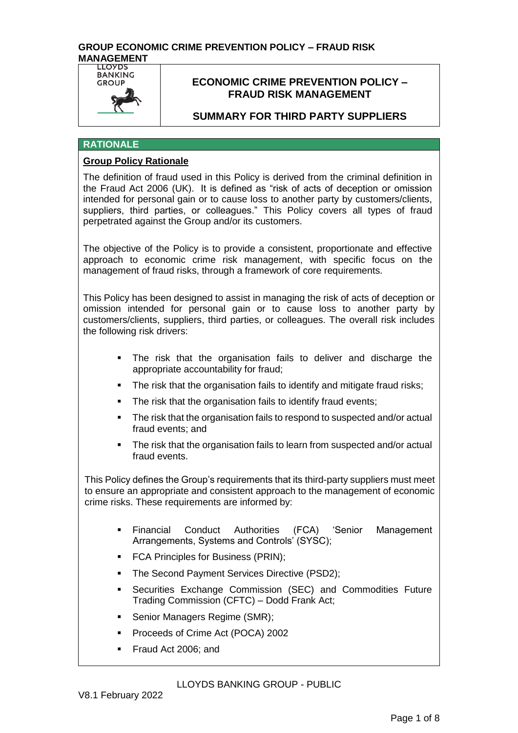# ECONOMIC CRIME PREVENTION POLICY – FRAUD RISK MANAGEMENT

## SUMMARY FOR THIRD PARTY SUPPLIERS

## RATIONALE

### Group Policy Rationale

The definition of fraud used in this Policy is derived from the criminal definition in the Fraud Act 2006 (UK). It is defined as "risk of acts of deception or omission intended for personal gain or to cause loss to another party by customers/clients, suppliers, third parties, or colleagues." This Policy covers all types of fraud perpetrated against the Group and/or its customers.

The objective of the Policy is to provide a consistent, proportionate and effective approach to economic crime risk management, with specific focus on the management of fraud risks, through a framework of core requirements.

This Policy has been designed to assist in managing the risk of acts of deception or omission intended for personal gain or to cause loss to another party by customers/clients, suppliers, third parties, or colleagues. The overall risk includes the following risk drivers:

- The risk that the organisation fails to deliver and discharge the appropriate accountability for fraud;
- The risk that the organisation fails to identify and mitigate fraud risks;
- The risk that the organisation fails to identify fraud events;
- The risk that the organisation fails to respond to suspected and/or actual fraud events; and
- The risk that the organisation fails to learn from suspected and/or actual fraud events.

This Policy defines the Group's requirements that its third-party suppliers must meet to ensure an appropriate and consistent approach to the management of economic crime risks. These requirements are informed by:

- Financial Conduct Authorities (FCA) 'Senior Management Arrangements, Systems and Controls' (SYSC);
- FCA Principles for Business (PRIN);
- The Second Payment Services Directive (PSD2);
- Securities Exchange Commission (SEC) and Commodities Future Trading Commission (CFTC) – Dodd Frank Act;
- Senior Managers Regime (SMR);
- Proceeds of Crime Act (POCA) 2002
- Fraud Act 2006; and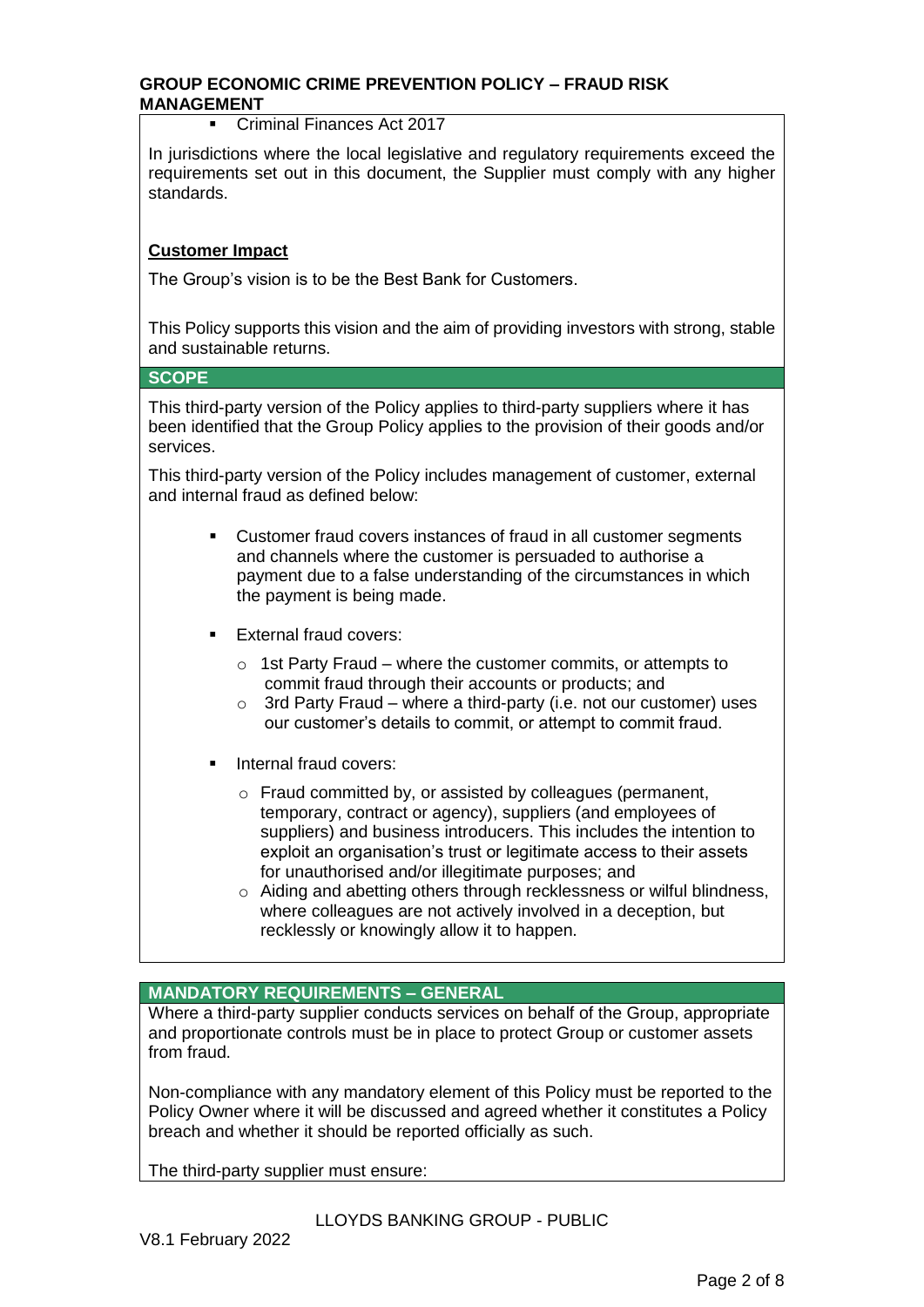- Criminal Finances Act 2017

In jurisdictions where the local legislative and regulatory requirements exceed the requirements set out in this document, the Supplier must comply with any higher standards.

**Customer Impact**

The Group's vision is to be the Best Bank for Customers.

This Policy supports this vision and the aim of providing investors with strong, stable and sustainable returns.

## SCOPE

This third-party version of the Policy applies to third-party suppliers where it has been identified that the Group Policy applies to the provision of their goods and/or services.

This third-party version of the Policy includes management of customer, external and internal fraud as defined below:

- Customer fraud covers instances of fraud in all customer segments and channels where the customer is persuaded to authorise a payment due to a false understanding of the circumstances in which the payment is being made.
- External fraud covers:
  - 1st Party Fraud – where the customer commits, or attempts to commit fraud through their accounts or products; and
  - 3rd Party Fraud – where a third-party (i.e. not our customer) uses our customer's details to commit, or attempt to commit fraud.
- Internal fraud covers:
  - Fraud committed by, or assisted by colleagues (permanent, temporary, contract or agency), suppliers (and employees of suppliers) and business introducers. This includes the intention to exploit an organisation's trust or legitimate access to their assets for unauthorised and/or illegitimate purposes; and
  - Aiding and abetting others through recklessness or wilful blindness, where colleagues are not actively involved in a deception, but recklessly or knowingly allow it to happen.

## MANDATORY REQUIREMENTS – GENERAL

Where a third-party supplier conducts services on behalf of the Group, appropriate and proportionate controls must be in place to protect Group or customer assets from fraud.

Non-compliance with any mandatory element of this Policy must be reported to the Policy Owner where it will be discussed and agreed whether it constitutes a Policy breach and whether it should be reported officially as such.

The third-party supplier must ensure: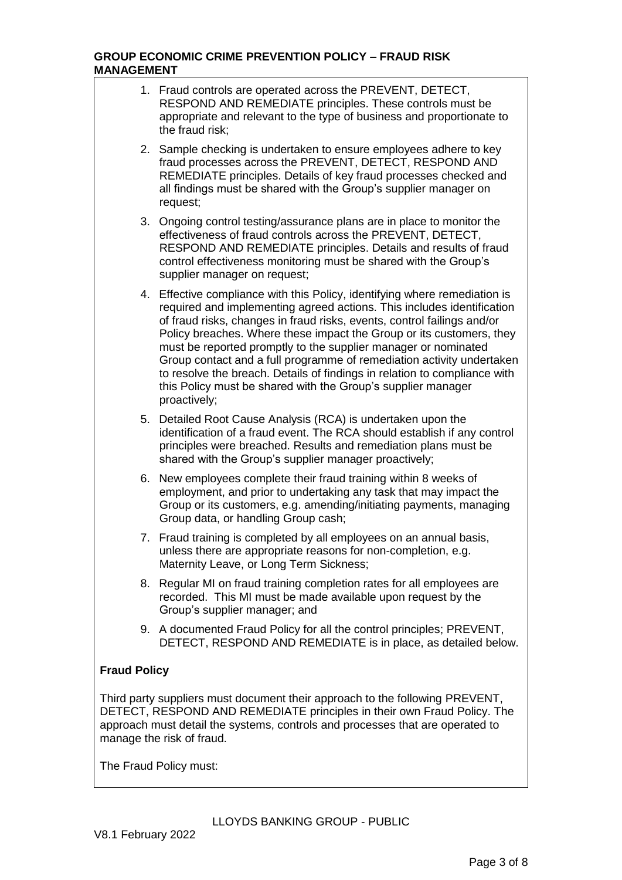1. Fraud controls are operated across the PREVENT, DETECT, RESPOND AND REMEDIATE principles. These controls must be appropriate and relevant to the type of business and proportionate to the fraud risk;
2. Sample checking is undertaken to ensure employees adhere to key fraud processes across the PREVENT, DETECT, RESPOND AND REMEDIATE principles. Details of key fraud processes checked and all findings must be shared with the Group's supplier manager on request;
3. Ongoing control testing/assurance plans are in place to monitor the effectiveness of fraud controls across the PREVENT, DETECT, RESPOND AND REMEDIATE principles. Details and results of fraud control effectiveness monitoring must be shared with the Group's supplier manager on request;
4. Effective compliance with this Policy, identifying where remediation is required and implementing agreed actions. This includes identification of fraud risks, changes in fraud risks, events, control failings and/or Policy breaches. Where these impact the Group or its customers, they must be reported promptly to the supplier manager or nominated Group contact and a full programme of remediation activity undertaken to resolve the breach. Details of findings in relation to compliance with this Policy must be shared with the Group's supplier manager proactively;
5. Detailed Root Cause Analysis (RCA) is undertaken upon the identification of a fraud event. The RCA should establish if any control principles were breached. Results and remediation plans must be shared with the Group's supplier manager proactively;
6. New employees complete their fraud training within 8 weeks of employment, and prior to undertaking any task that may impact the Group or its customers, e.g. amending/initiating payments, managing Group data, or handling Group cash;
7. Fraud training is completed by all employees on an annual basis, unless there are appropriate reasons for non-completion, e.g. Maternity Leave, or Long Term Sickness;
8. Regular MI on fraud training completion rates for all employees are recorded. This MI must be made available upon request by the Group's supplier manager; and
9. A documented Fraud Policy for all the control principles; PREVENT, DETECT, RESPOND AND REMEDIATE is in place, as detailed below.

**Fraud Policy**

Third party suppliers must document their approach to the following PREVENT, DETECT, RESPOND AND REMEDIATE principles in their own Fraud Policy. The approach must detail the systems, controls and processes that are operated to manage the risk of fraud.

The Fraud Policy must: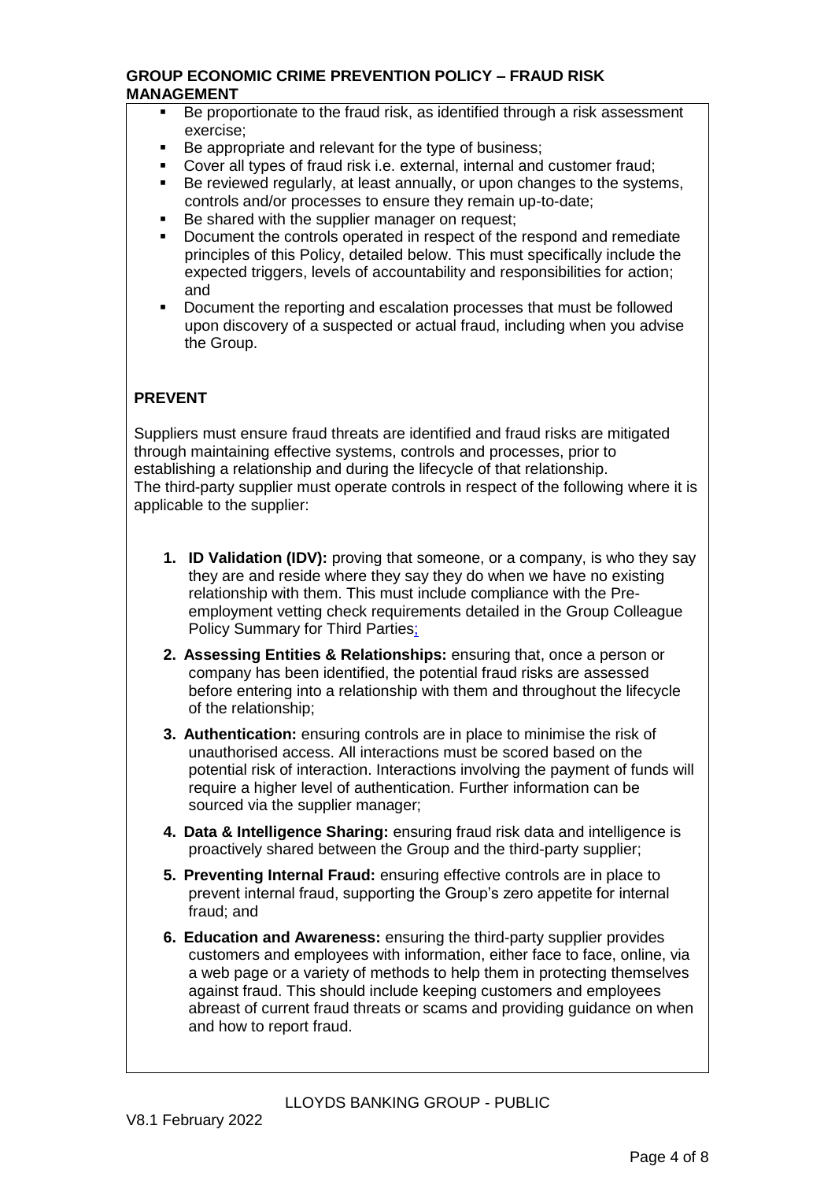- Be proportionate to the fraud risk, as identified through a risk assessment exercise;
- Be appropriate and relevant for the type of business;
- Cover all types of fraud risk i.e. external, internal and customer fraud;
- Be reviewed regularly, at least annually, or upon changes to the systems, controls and/or processes to ensure they remain up-to-date;
- Be shared with the supplier manager on request;
- Document the controls operated in respect of the respond and remediate principles of this Policy, detailed below. This must specifically include the expected triggers, levels of accountability and responsibilities for action; and
- Document the reporting and escalation processes that must be followed upon discovery of a suspected or actual fraud, including when you advise the Group.

## PREVENT

Suppliers must ensure fraud threats are identified and fraud risks are mitigated through maintaining effective systems, controls and processes, prior to establishing a relationship and during the lifecycle of that relationship.
The third-party supplier must operate controls in respect of the following where it is applicable to the supplier:

1. **ID Validation (IDV):** proving that someone, or a company, is who they say they are and reside where they say they do when we have no existing relationship with them. This must include compliance with the Pre-employment vetting check requirements detailed in the Group Colleague Policy Summary for Third Parties;
2. **Assessing Entities & Relationships:** ensuring that, once a person or company has been identified, the potential fraud risks are assessed before entering into a relationship with them and throughout the lifecycle of the relationship;
3. **Authentication:** ensuring controls are in place to minimise the risk of unauthorised access. All interactions must be scored based on the potential risk of interaction. Interactions involving the payment of funds will require a higher level of authentication. Further information can be sourced via the supplier manager;
4. **Data & Intelligence Sharing:** ensuring fraud risk data and intelligence is proactively shared between the Group and the third-party supplier;
5. **Preventing Internal Fraud:** ensuring effective controls are in place to prevent internal fraud, supporting the Group's zero appetite for internal fraud; and
6. **Education and Awareness:** ensuring the third-party supplier provides customers and employees with information, either face to face, online, via a web page or a variety of methods to help them in protecting themselves against fraud. This should include keeping customers and employees abreast of current fraud threats or scams and providing guidance on when and how to report fraud.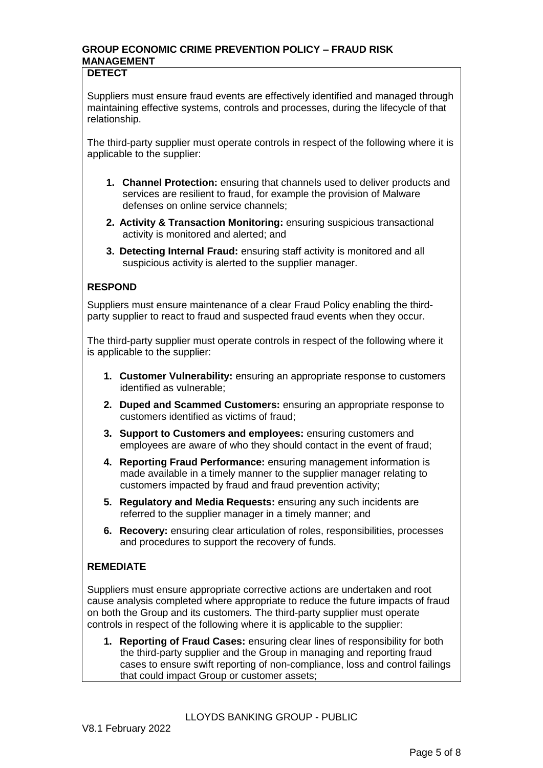**DETECT**

Suppliers must ensure fraud events are effectively identified and managed through maintaining effective systems, controls and processes, during the lifecycle of that relationship.

The third-party supplier must operate controls in respect of the following where it is applicable to the supplier:

1. **Channel Protection:** ensuring that channels used to deliver products and services are resilient to fraud, for example the provision of Malware defenses on online service channels;
2. **Activity & Transaction Monitoring:** ensuring suspicious transactional activity is monitored and alerted; and
3. **Detecting Internal Fraud:** ensuring staff activity is monitored and all suspicious activity is alerted to the supplier manager.

**RESPOND**

Suppliers must ensure maintenance of a clear Fraud Policy enabling the third-party supplier to react to fraud and suspected fraud events when they occur.

The third-party supplier must operate controls in respect of the following where it is applicable to the supplier:

1. **Customer Vulnerability:** ensuring an appropriate response to customers identified as vulnerable;
2. **Duped and Scammed Customers:** ensuring an appropriate response to customers identified as victims of fraud;
3. **Support to Customers and employees:** ensuring customers and employees are aware of who they should contact in the event of fraud;
4. **Reporting Fraud Performance:** ensuring management information is made available in a timely manner to the supplier manager relating to customers impacted by fraud and fraud prevention activity;
5. **Regulatory and Media Requests:** ensuring any such incidents are referred to the supplier manager in a timely manner; and
6. **Recovery:** ensuring clear articulation of roles, responsibilities, processes and procedures to support the recovery of funds.

**REMEDIATE**

Suppliers must ensure appropriate corrective actions are undertaken and root cause analysis completed where appropriate to reduce the future impacts of fraud on both the Group and its customers. The third-party supplier must operate controls in respect of the following where it is applicable to the supplier:

1. **Reporting of Fraud Cases:** ensuring clear lines of responsibility for both the third-party supplier and the Group in managing and reporting fraud cases to ensure swift reporting of non-compliance, loss and control failings that could impact Group or customer assets;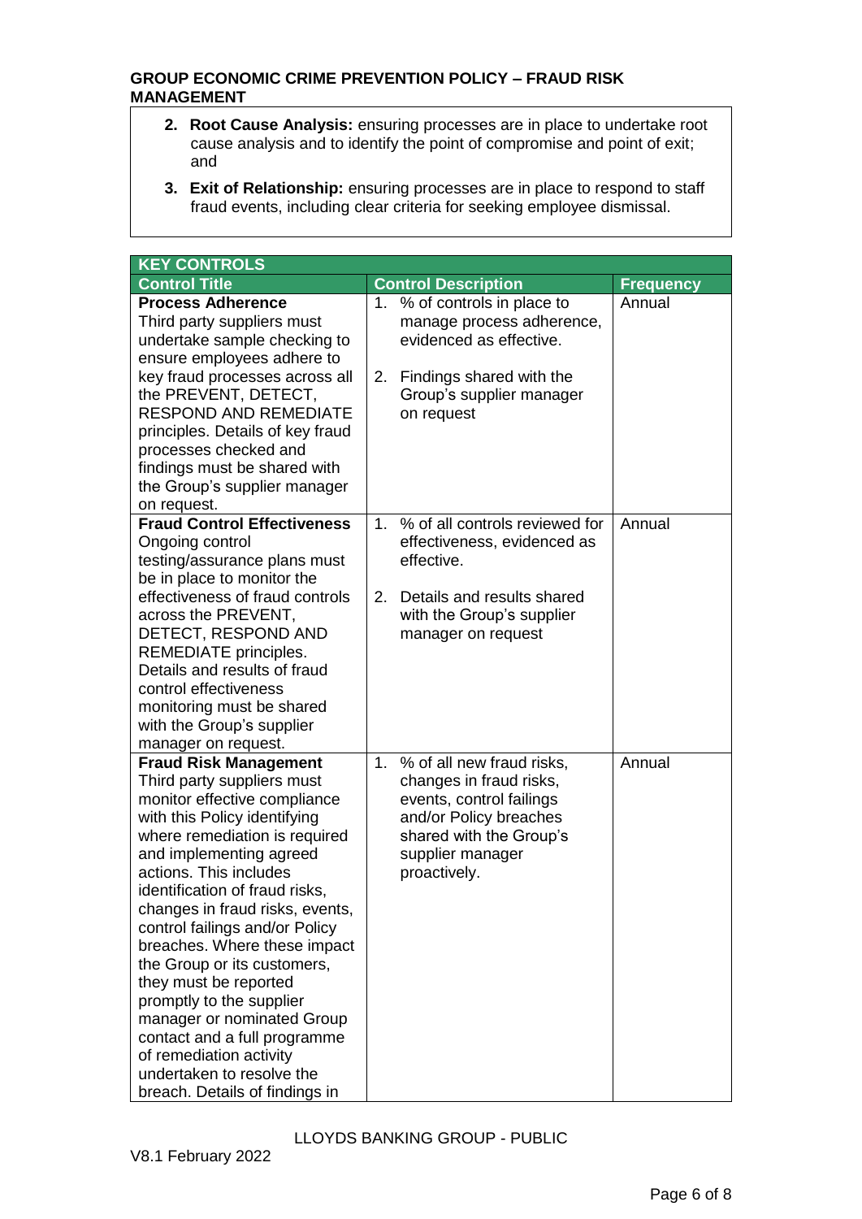**GROUP ECONOMIC CRIME PREVENTION POLICY – FRAUD RISK MANAGEMENT**

2. **Root Cause Analysis:** ensuring processes are in place to undertake root cause analysis and to identify the point of compromise and point of exit; and
3. **Exit of Relationship:** ensuring processes are in place to respond to staff fraud events, including clear criteria for seeking employee dismissal.

| KEY CONTROLS | | |
|---|---|---|
| **Control Title** | **Control Description** | **Frequency** |
| **Process Adherence** Third party suppliers must undertake sample checking to ensure employees adhere to key fraud processes across all the PREVENT, DETECT, RESPOND AND REMEDIATE principles. Details of key fraud processes checked and findings must be shared with the Group's supplier manager on request. | 1. % of controls in place to manage process adherence, evidenced as effective. 2. Findings shared with the Group's supplier manager on request | Annual |
| **Fraud Control Effectiveness** Ongoing control testing/assurance plans must be in place to monitor the effectiveness of fraud controls across the PREVENT, DETECT, RESPOND AND REMEDIATE principles. Details and results of fraud control effectiveness monitoring must be shared with the Group's supplier manager on request. | 1. % of all controls reviewed for effectiveness, evidenced as effective. 2. Details and results shared with the Group's supplier manager on request | Annual |
| **Fraud Risk Management** Third party suppliers must monitor effective compliance with this Policy identifying where remediation is required and implementing agreed actions. This includes identification of fraud risks, changes in fraud risks, events, control failings and/or Policy breaches. Where these impact the Group or its customers, they must be reported promptly to the supplier manager or nominated Group contact and a full programme of remediation activity undertaken to resolve the breach. Details of findings in | 1. % of all new fraud risks, changes in fraud risks, events, control failings and/or Policy breaches shared with the Group's supplier manager proactively. | Annual |

LLOYDS BANKING GROUP - PUBLIC

V8.1 February 2022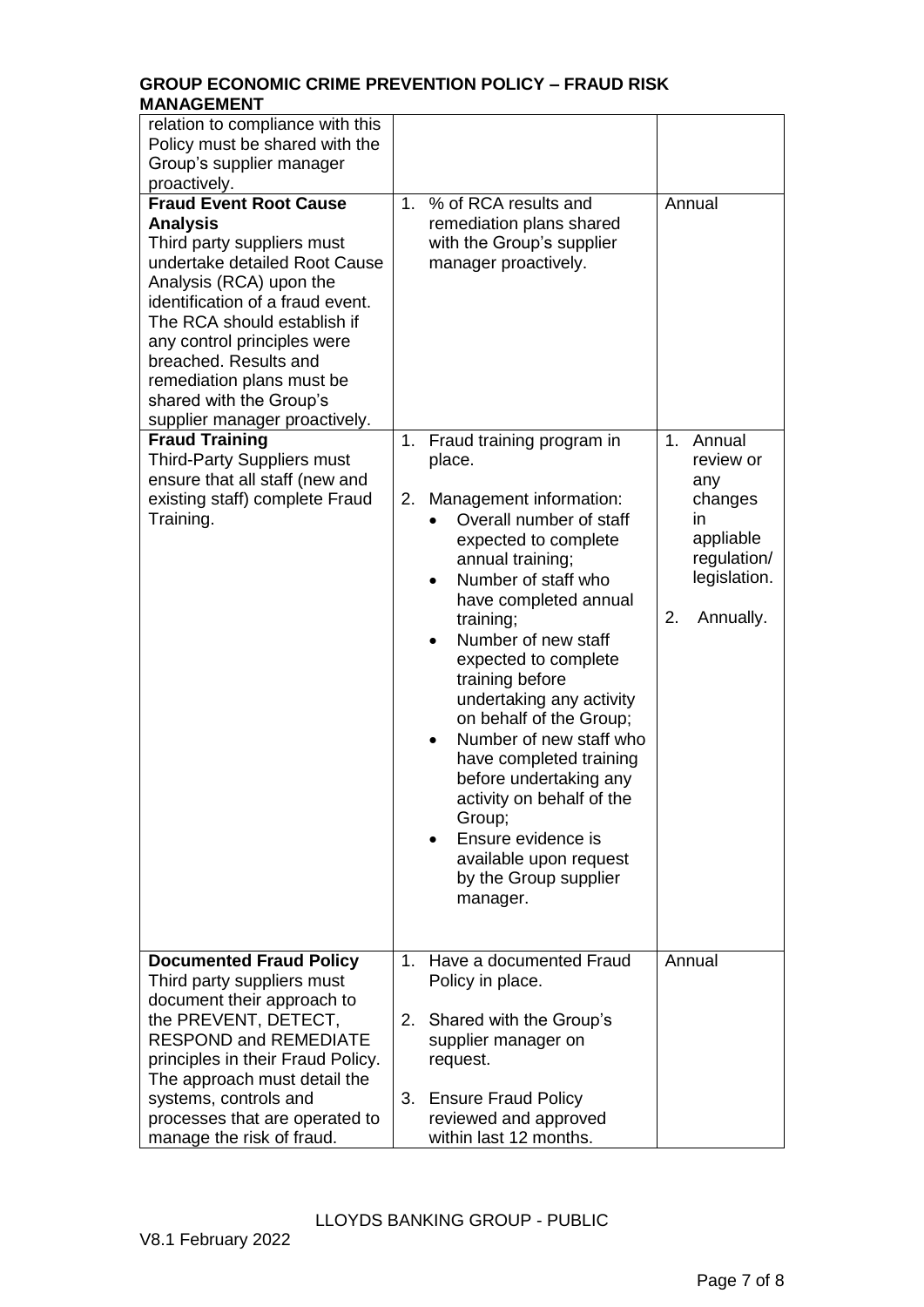## GROUP ECONOMIC CRIME PREVENTION POLICY – FRAUD RISK MANAGEMENT

| | | |
|---|---|---|
| relation to compliance with this Policy must be shared with the Group's supplier manager proactively. | | |
| **Fraud Event Root Cause Analysis**<br>Third party suppliers must undertake detailed Root Cause Analysis (RCA) upon the identification of a fraud event. The RCA should establish if any control principles were breached. Results and remediation plans must be shared with the Group's supplier manager proactively. | 1. % of RCA results and remediation plans shared with the Group's supplier manager proactively. | Annual |
| **Fraud Training**<br>Third-Party Suppliers must ensure that all staff (new and existing staff) complete Fraud Training. | 1. Fraud training program in place.<br>2. Management information:<br>• Overall number of staff expected to complete annual training;<br>• Number of staff who have completed annual training;<br>• Number of new staff expected to complete training before undertaking any activity on behalf of the Group;<br>• Number of new staff who have completed training before undertaking any activity on behalf of the Group;<br>• Ensure evidence is available upon request by the Group supplier manager. | 1. Annual review or any changes in appliable regulation/ legislation.<br>2. Annually. |
| **Documented Fraud Policy**<br>Third party suppliers must document their approach to the PREVENT, DETECT, RESPOND and REMEDIATE principles in their Fraud Policy. The approach must detail the systems, controls and processes that are operated to manage the risk of fraud. | 1. Have a documented Fraud Policy in place.<br>2. Shared with the Group's supplier manager on request.<br>3. Ensure Fraud Policy reviewed and approved within last 12 months. | Annual |

LLOYDS BANKING GROUP - PUBLIC

V8.1 February 2022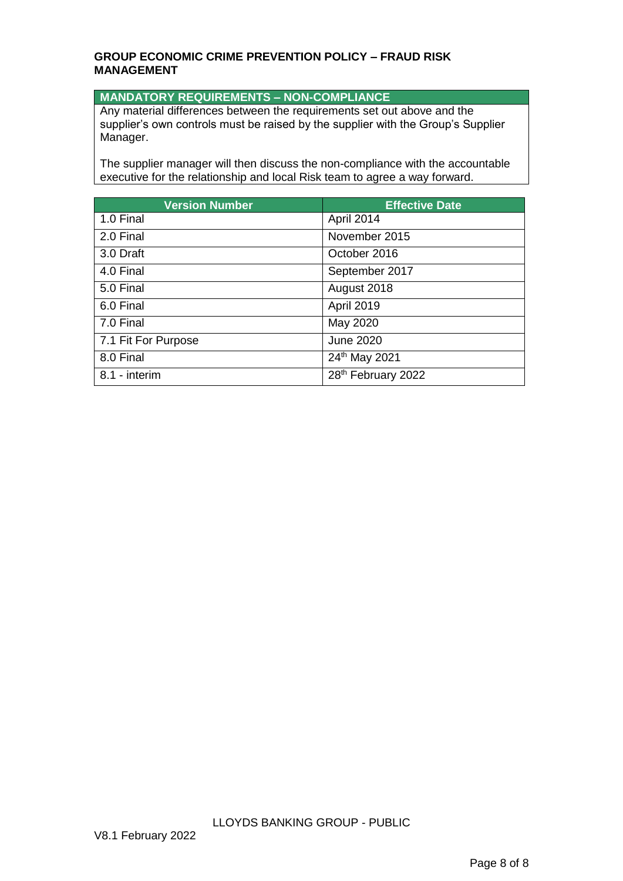**GROUP ECONOMIC CRIME PREVENTION POLICY – FRAUD RISK MANAGEMENT**

| MANDATORY REQUIREMENTS – NON-COMPLIANCE |
| --- |
| Any material differences between the requirements set out above and the supplier's own controls must be raised by the supplier with the Group's Supplier Manager.<br><br>The supplier manager will then discuss the non-compliance with the accountable executive for the relationship and local Risk team to agree a way forward. |

| Version Number | Effective Date |
| --- | --- |
| 1.0 Final | April 2014 |
| 2.0 Final | November 2015 |
| 3.0 Draft | October 2016 |
| 4.0 Final | September 2017 |
| 5.0 Final | August 2018 |
| 6.0 Final | April 2019 |
| 7.0 Final | May 2020 |
| 7.1 Fit For Purpose | June 2020 |
| 8.0 Final | 24th May 2021 |
| 8.1 - interim | 28th February 2022 |